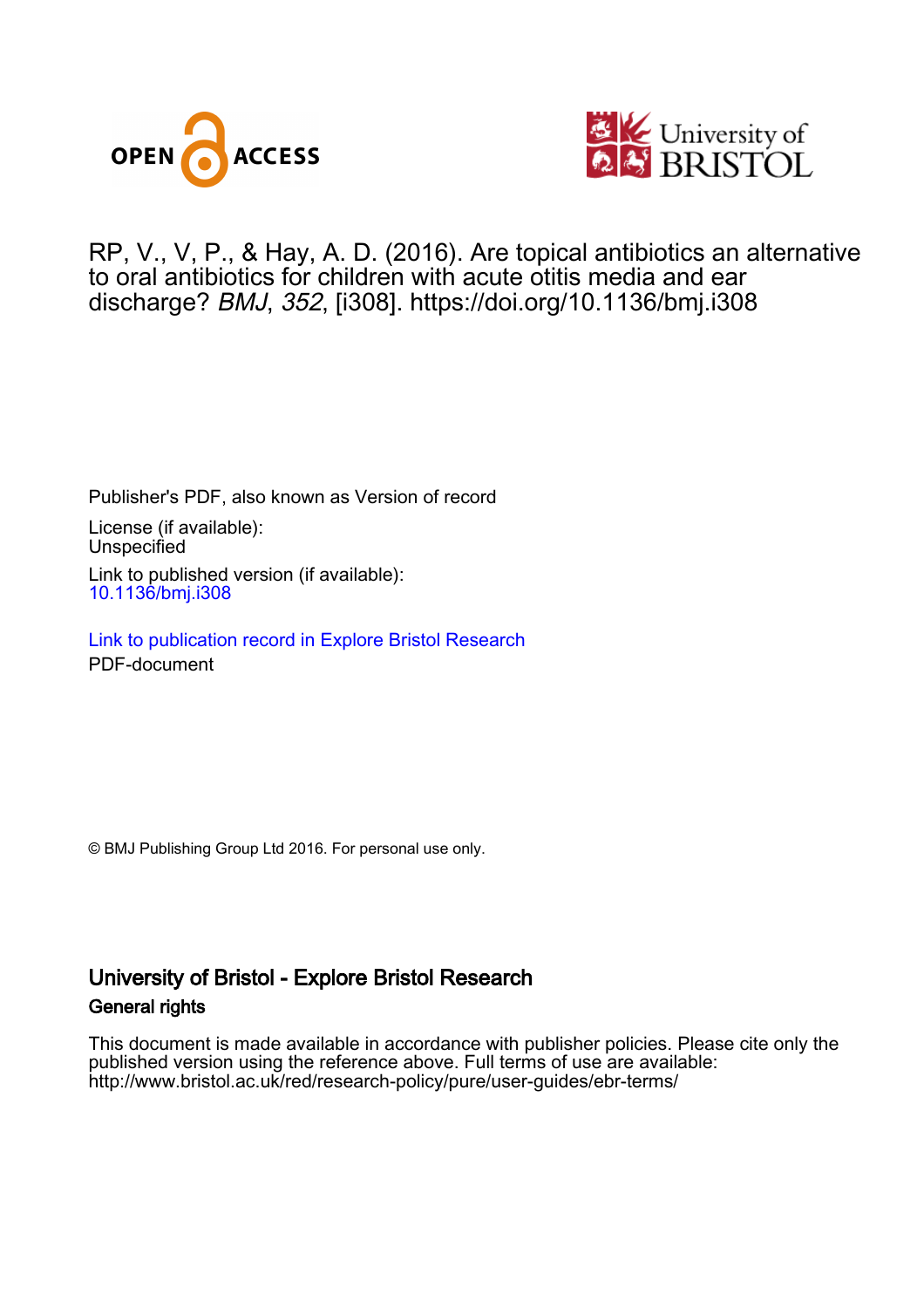RP, V., V, P., & Hay, A. D. (2016). Are topical antibiotics an alternative to oral antibiotics for children with acute otitis media and ear discharge? *BMJ*, *352*, [i308]. https://doi.org/10.1136/bmj.i308

Publisher's PDF, also known as Version of record

License (if available):
Unspecified

Link to published version (if available):
10.1136/bmj.i308

Link to publication record in Explore Bristol Research
PDF-document

© BMJ Publishing Group Ltd 2016. For personal use only.

## University of Bristol - Explore Bristol Research

### General rights

This document is made available in accordance with publisher policies. Please cite only the published version using the reference above. Full terms of use are available: http://www.bristol.ac.uk/red/research-policy/pure/user-guides/ebr-terms/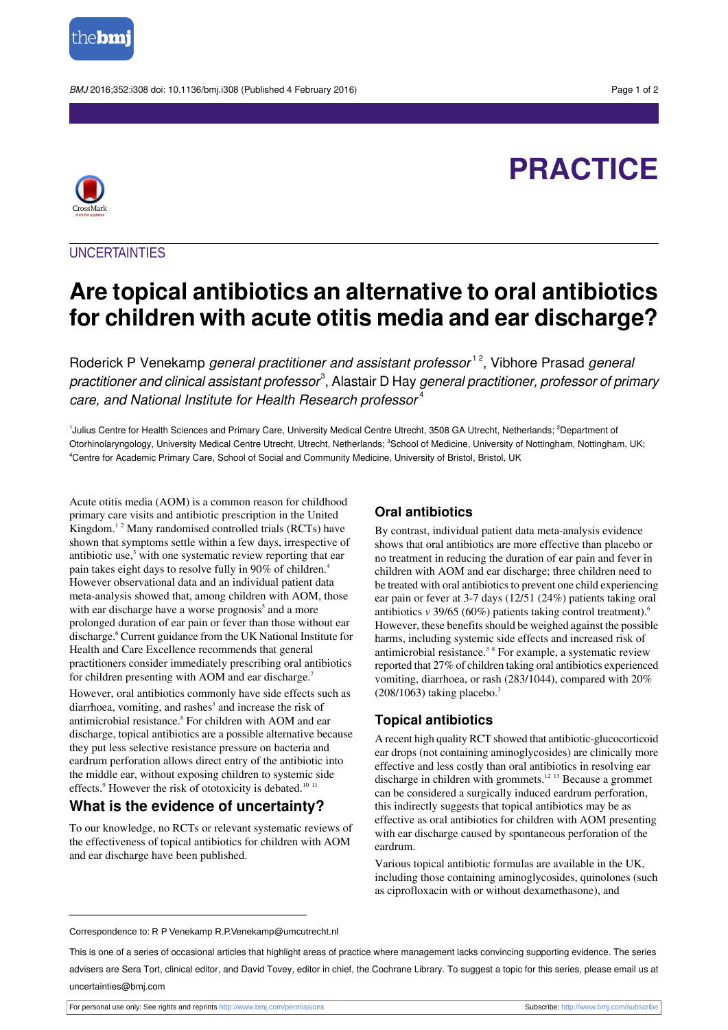PRACTICE

UNCERTAINTIES

# Are topical antibiotics an alternative to oral antibiotics for children with acute otitis media and ear discharge?

Roderick P Venekamp *general practitioner and assistant professor*[1,2], Vibhore Prasad *general practitioner and clinical assistant professor*[3], Alastair D Hay *general practitioner, professor of primary care, and National Institute for Health Research professor*[4]

[1]Julius Centre for Health Sciences and Primary Care, University Medical Centre Utrecht, 3508 GA Utrecht, Netherlands; [2]Department of Otorhinolaryngology, University Medical Centre Utrecht, Utrecht, Netherlands; [3]School of Medicine, University of Nottingham, Nottingham, UK; [4]Centre for Academic Primary Care, School of Social and Community Medicine, University of Bristol, Bristol, UK

Acute otitis media (AOM) is a common reason for childhood primary care visits and antibiotic prescription in the United Kingdom.[1,2] Many randomised controlled trials (RCTs) have shown that symptoms settle within a few days, irrespective of antibiotic use,[3] with one systematic review reporting that ear pain takes eight days to resolve fully in 90% of children.[4] However observational data and an individual patient data meta-analysis showed that, among children with AOM, those with ear discharge have a worse prognosis[5] and a more prolonged duration of ear pain or fever than those without ear discharge.[6] Current guidance from the UK National Institute for Health and Care Excellence recommends that general practitioners consider immediately prescribing oral antibiotics for children presenting with AOM and ear discharge.[7]

However, oral antibiotics commonly have side effects such as diarrhoea, vomiting, and rashes[3] and increase the risk of antimicrobial resistance.[8] For children with AOM and ear discharge, topical antibiotics are a possible alternative because they put less selective resistance pressure on bacteria and eardrum perforation allows direct entry of the antibiotic into the middle ear, without exposing children to systemic side effects.[9] However the risk of ototoxicity is debated.[10,11]

## What is the evidence of uncertainty?

To our knowledge, no RCTs or relevant systematic reviews of the effectiveness of topical antibiotics for children with AOM and ear discharge have been published.

### Oral antibiotics

By contrast, individual patient data meta-analysis evidence shows that oral antibiotics are more effective than placebo or no treatment in reducing the duration of ear pain and fever in children with AOM and ear discharge; three children need to be treated with oral antibiotics to prevent one child experiencing ear pain or fever at 3-7 days (12/51 (24%) patients taking oral antibiotics *v* 39/65 (60%) patients taking control treatment).[6] However, these benefits should be weighed against the possible harms, including systemic side effects and increased risk of antimicrobial resistance.[3,8] For example, a systematic review reported that 27% of children taking oral antibiotics experienced vomiting, diarrhoea, or rash (283/1044), compared with 20% (208/1063) taking placebo.[3]

### Topical antibiotics

A recent high quality RCT showed that antibiotic-glucocorticoid ear drops (not containing aminoglycosides) are clinically more effective and less costly than oral antibiotics in resolving ear discharge in children with grommets.[12,13] Because a grommet can be considered a surgically induced eardrum perforation, this indirectly suggests that topical antibiotics may be as effective as oral antibiotics for children with AOM presenting with ear discharge caused by spontaneous perforation of the eardrum.

Various topical antibiotic formulas are available in the UK, including those containing aminoglycosides, quinolones (such as ciprofloxacin with or without dexamethasone), and

Correspondence to: R P Venekamp R.P.Venekamp@umcutrecht.nl

This is one of a series of occasional articles that highlight areas of practice where management lacks convincing supporting evidence. The series advisers are Sera Tort, clinical editor, and David Tovey, editor in chief, the Cochrane Library. To suggest a topic for this series, please email us at uncertainties@bmj.com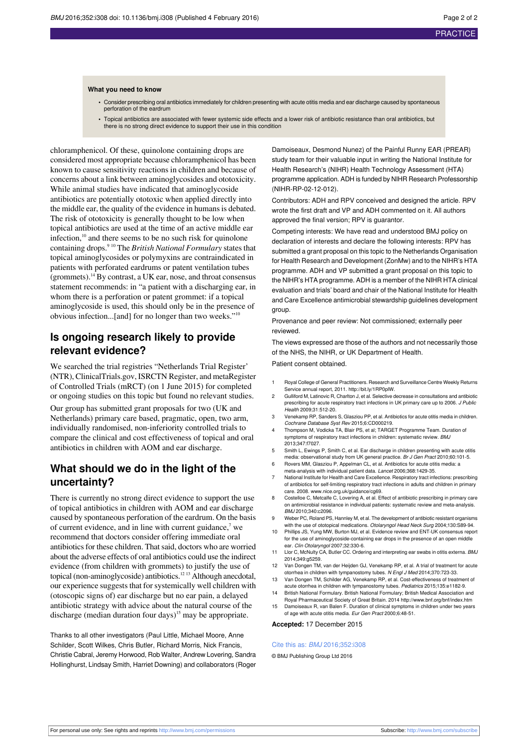**What you need to know**

- Consider prescribing oral antibiotics immediately for children presenting with acute otitis media and ear discharge caused by spontaneous perforation of the eardrum
- Topical antibiotics are associated with fewer systemic side effects and a lower risk of antibiotic resistance than oral antibiotics, but there is no strong direct evidence to support their use in this condition

chloramphenicol. Of these, quinolone containing drops are considered most appropriate because chloramphenicol has been known to cause sensitivity reactions in children and because of concerns about a link between aminoglycosides and ototoxicity. While animal studies have indicated that aminoglycoside antibiotics are potentially ototoxic when applied directly into the middle ear, the quality of the evidence in humans is debated. The risk of ototoxicity is generally thought to be low when topical antibiotics are used at the time of an acute middle ear infection,[10] and there seems to be no such risk for quinolone containing drops.[9 10] The *British National Formulary* states that topical aminoglycosides or polymyxins are contraindicated in patients with perforated eardrums or patent ventilation tubes (grommets).[14] By contrast, a UK ear, nose, and throat consensus statement recommends: in "a patient with a discharging ear, in whom there is a perforation or patent grommet: if a topical aminoglycoside is used, this should only be in the presence of obvious infection...[and] for no longer than two weeks."[10]

## Is ongoing research likely to provide relevant evidence?

We searched the trial registries "Netherlands Trial Register' (NTR), ClinicalTrials.gov, ISRCTN Register, and metaRegister of Controlled Trials (mRCT) (on 1 June 2015) for completed or ongoing studies on this topic but found no relevant studies.

Our group has submitted grant proposals for two (UK and Netherlands) primary care based, pragmatic, open, two arm, individually randomised, non-inferiority controlled trials to compare the clinical and cost effectiveness of topical and oral antibiotics in children with AOM and ear discharge.

## What should we do in the light of the uncertainty?

There is currently no strong direct evidence to support the use of topical antibiotics in children with AOM and ear discharge caused by spontaneous perforation of the eardrum. On the basis of current evidence, and in line with current guidance,[7] we recommend that doctors consider offering immediate oral antibiotics for these children. That said, doctors who are worried about the adverse effects of oral antibiotics could use the indirect evidence (from children with grommets) to justify the use of topical (non-aminoglycoside) antibiotics.[12 13] Although anecdotal, our experience suggests that for systemically well children with (otoscopic signs of) ear discharge but no ear pain, a delayed antibiotic strategy with advice about the natural course of the discharge (median duration four days)[15] may be appropriate.

Thanks to all other investigators (Paul Little, Michael Moore, Anne Schilder, Scott Wilkes, Chris Butler, Richard Morris, Nick Francis, Christie Cabral, Jeremy Horwood, Rob Walter, Andrew Lovering, Sandra Hollinghurst, Lindsay Smith, Harriet Downing) and collaborators (Roger Damoiseaux, Desmond Nunez) of the Painful Runny EAR (PREAR) study team for their valuable input in writing the National Institute for Health Research's (NIHR) Health Technology Assessment (HTA) programme application. ADH is funded by NIHR Research Professorship (NIHR-RP-02-12-012).

Contributors: ADH and RPV conceived and designed the article. RPV wrote the first draft and VP and ADH commented on it. All authors approved the final version; RPV is guarantor.

Competing interests: We have read and understood BMJ policy on declaration of interests and declare the following interests: RPV has submitted a grant proposal on this topic to the Netherlands Organisation for Health Research and Development (ZonMw) and to the NIHR's HTA programme. ADH and VP submitted a grant proposal on this topic to the NIHR's HTA programme. ADH is a member of the NIHR HTA clinical evaluation and trials' board and chair of the National Institute for Health and Care Excellence antimicrobial stewardship guidelines development group.

Provenance and peer review: Not commissioned; externally peer reviewed.

The views expressed are those of the authors and not necessarily those of the NHS, the NIHR, or UK Department of Health.

Patient consent obtained.

1. Royal College of General Practitioners. Research and Surveillance Centre Weekly Returns Service annual report, 2011. http://bit.ly/1RP0plW.
2. Gulliford M, Latinovic R, Charlton J, et al. Selective decrease in consultations and antibiotic prescribing for acute respiratory tract infections in UK primary care up to 2006. *J Public Health* 2009;31:512-20.
3. Venekamp RP, Sanders S, Glasziou PP, et al. Antibiotics for acute otitis media in children. *Cochrane Database Syst Rev* 2015;6:CD000219.
4. Thompson M, Vodicka TA, Blair PS, et al; TARGET Programme Team. Duration of symptoms of respiratory tract infections in children: systematic review. *BMJ* 2013;347:f7027.
5. Smith L, Ewings P, Smith C, et al. Ear discharge in children presenting with acute otitis media: observational study from UK general practice. *Br J Gen Pract* 2010;60:101-5.
6. Rovers MM, Glasziou P, Appelman CL, et al. Antibiotics for acute otitis media: a meta-analysis with individual patient data. *Lancet* 2006;368:1429-35.
7. National Institute for Health and Care Excellence. Respiratory tract infections: prescribing of antibiotics for self-limiting respiratory tract infections in adults and children in primary care. 2008. www.nice.org.uk/guidance/cg69.
8. Costelloe C, Metcalfe C, Lovering A, et al. Effect of antibiotic prescribing in primary care on antimicrobial resistance in individual patients: systematic review and meta-analysis. *BMJ* 2010;340:c2096.
9. Weber PC, Roland PS, Hannley M, et al. The development of antibiotic resistant organisms with the use of ototopical medications. *Otolaryngol Head Neck Surg* 2004;130:S89-94.
10. Phillips JS, Yung MW, Burton MJ, et al. Evidence review and ENT-UK consensus report for the use of aminoglycoside-containing ear drops in the presence of an open middle ear. *Clin Otolaryngol* 2007;32:330-6.
11. Llor C, McNulty CA, Butler CC. Ordering and interpreting ear swabs in otitis externa. *BMJ* 2014;349:g5259.
12. Van Dongen TM, van der Heijden GJ, Venekamp RP, et al. A trial of treatment for acute otorrhea in children with tympanostomy tubes. *N Engl J Med* 2014;370:723-33.
13. Van Dongen TM, Schilder AG, Venekamp RP, et al. Cost-effectiveness of treatment of acute otorrhea in children with tympanostomy tubes. *Pediatrics* 2015;135:e1182-9.
14. British National Formulary. British National Formulary; British Medical Association and Royal Pharmaceutical Society of Great Britain. 2014 http://www.bnf.org/bnf/index.htm
15. Damoiseaux R, van Balen F. Duration of clinical symptoms in children under two years of age with acute otitis media. *Eur Gen Pract* 2000;6:48-51.

**Accepted:** 17 December 2015

Cite this as: *BMJ* 2016;352:i308

© BMJ Publishing Group Ltd 2016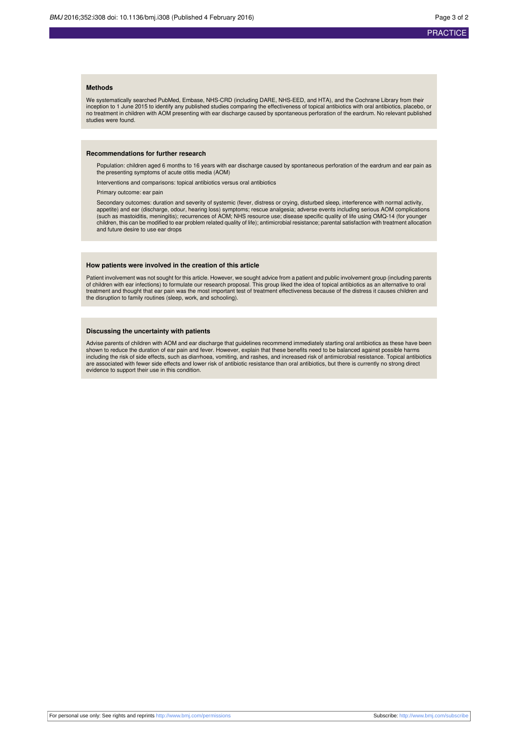### Methods

We systematically searched PubMed, Embase, NHS-CRD (including DARE, NHS-EED, and HTA), and the Cochrane Library from their inception to 1 June 2015 to identify any published studies comparing the effectiveness of topical antibiotics with oral antibiotics, placebo, or no treatment in children with AOM presenting with ear discharge caused by spontaneous perforation of the eardrum. No relevant published studies were found.

### Recommendations for further research

Population: children aged 6 months to 16 years with ear discharge caused by spontaneous perforation of the eardrum and ear pain as the presenting symptoms of acute otitis media (AOM)

Interventions and comparisons: topical antibiotics versus oral antibiotics

Primary outcome: ear pain

Secondary outcomes: duration and severity of systemic (fever, distress or crying, disturbed sleep, interference with normal activity, appetite) and ear (discharge, odour, hearing loss) symptoms; rescue analgesia; adverse events including serious AOM complications (such as mastoiditis, meningitis); recurrences of AOM; NHS resource use; disease specific quality of life using OMQ-14 (for younger children, this can be modified to ear problem related quality of life); antimicrobial resistance; parental satisfaction with treatment allocation and future desire to use ear drops

### How patients were involved in the creation of this article

Patient involvement was not sought for this article. However, we sought advice from a patient and public involvement group (including parents of children with ear infections) to formulate our research proposal. This group liked the idea of topical antibiotics as an alternative to oral treatment and thought that ear pain was the most important test of treatment effectiveness because of the distress it causes children and the disruption to family routines (sleep, work, and schooling).

### Discussing the uncertainty with patients

Advise parents of children with AOM and ear discharge that guidelines recommend immediately starting oral antibiotics as these have been shown to reduce the duration of ear pain and fever. However, explain that these benefits need to be balanced against possible harms including the risk of side effects, such as diarrhoea, vomiting, and rashes, and increased risk of antimicrobial resistance. Topical antibiotics are associated with fewer side effects and lower risk of antibiotic resistance than oral antibiotics, but there is currently no strong direct evidence to support their use in this condition.